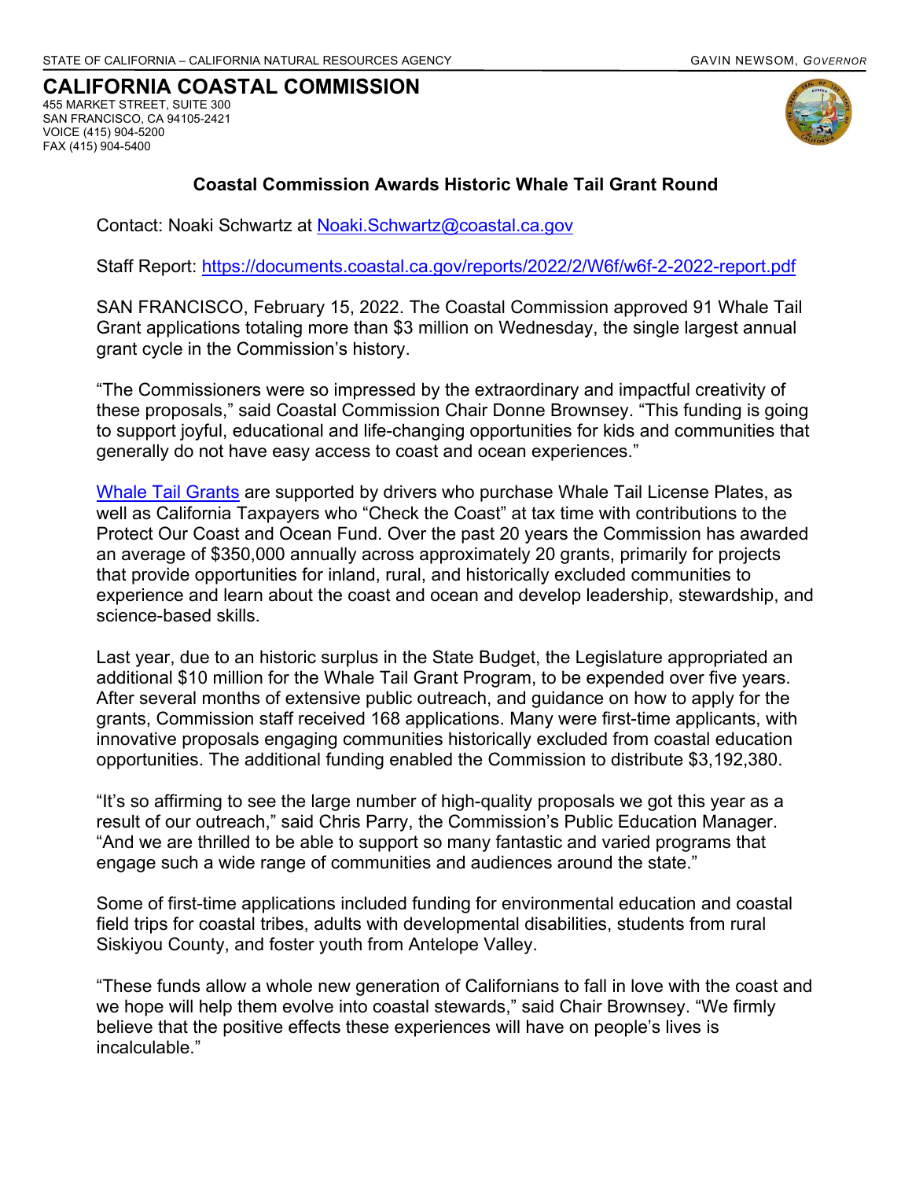STATE OF CALIFORNIA – CALIFORNIA NATURAL RESOURCES AGENCY GAVIN NEWSOM, *GOVERNOR*

# CALIFORNIA COASTAL COMMISSION

455 MARKET STREET, SUITE 300
SAN FRANCISCO, CA 94105-2421
VOICE (415) 904-5200
FAX (415) 904-5400

## Coastal Commission Awards Historic Whale Tail Grant Round

Contact: Noaki Schwartz at [Noaki.Schwartz@coastal.ca.gov](mailto:Noaki.Schwartz@coastal.ca.gov)

Staff Report: [https://documents.coastal.ca.gov/reports/2022/2/W6f/w6f-2-2022-report.pdf](https://documents.coastal.ca.gov/reports/2022/2/W6f/w6f-2-2022-report.pdf)

SAN FRANCISCO, February 15, 2022. The Coastal Commission approved 91 Whale Tail Grant applications totaling more than $3 million on Wednesday, the single largest annual grant cycle in the Commission's history.

"The Commissioners were so impressed by the extraordinary and impactful creativity of these proposals," said Coastal Commission Chair Donne Brownsey. "This funding is going to support joyful, educational and life-changing opportunities for kids and communities that generally do not have easy access to coast and ocean experiences."

Whale Tail Grants are supported by drivers who purchase Whale Tail License Plates, as well as California Taxpayers who "Check the Coast" at tax time with contributions to the Protect Our Coast and Ocean Fund. Over the past 20 years the Commission has awarded an average of $350,000 annually across approximately 20 grants, primarily for projects that provide opportunities for inland, rural, and historically excluded communities to experience and learn about the coast and ocean and develop leadership, stewardship, and science-based skills.

Last year, due to an historic surplus in the State Budget, the Legislature appropriated an additional $10 million for the Whale Tail Grant Program, to be expended over five years. After several months of extensive public outreach, and guidance on how to apply for the grants, Commission staff received 168 applications. Many were first-time applicants, with innovative proposals engaging communities historically excluded from coastal education opportunities. The additional funding enabled the Commission to distribute $3,192,380.

"It's so affirming to see the large number of high-quality proposals we got this year as a result of our outreach," said Chris Parry, the Commission's Public Education Manager. "And we are thrilled to be able to support so many fantastic and varied programs that engage such a wide range of communities and audiences around the state."

Some of first-time applications included funding for environmental education and coastal field trips for coastal tribes, adults with developmental disabilities, students from rural Siskiyou County, and foster youth from Antelope Valley.

"These funds allow a whole new generation of Californians to fall in love with the coast and we hope will help them evolve into coastal stewards," said Chair Brownsey. "We firmly believe that the positive effects these experiences will have on people's lives is incalculable."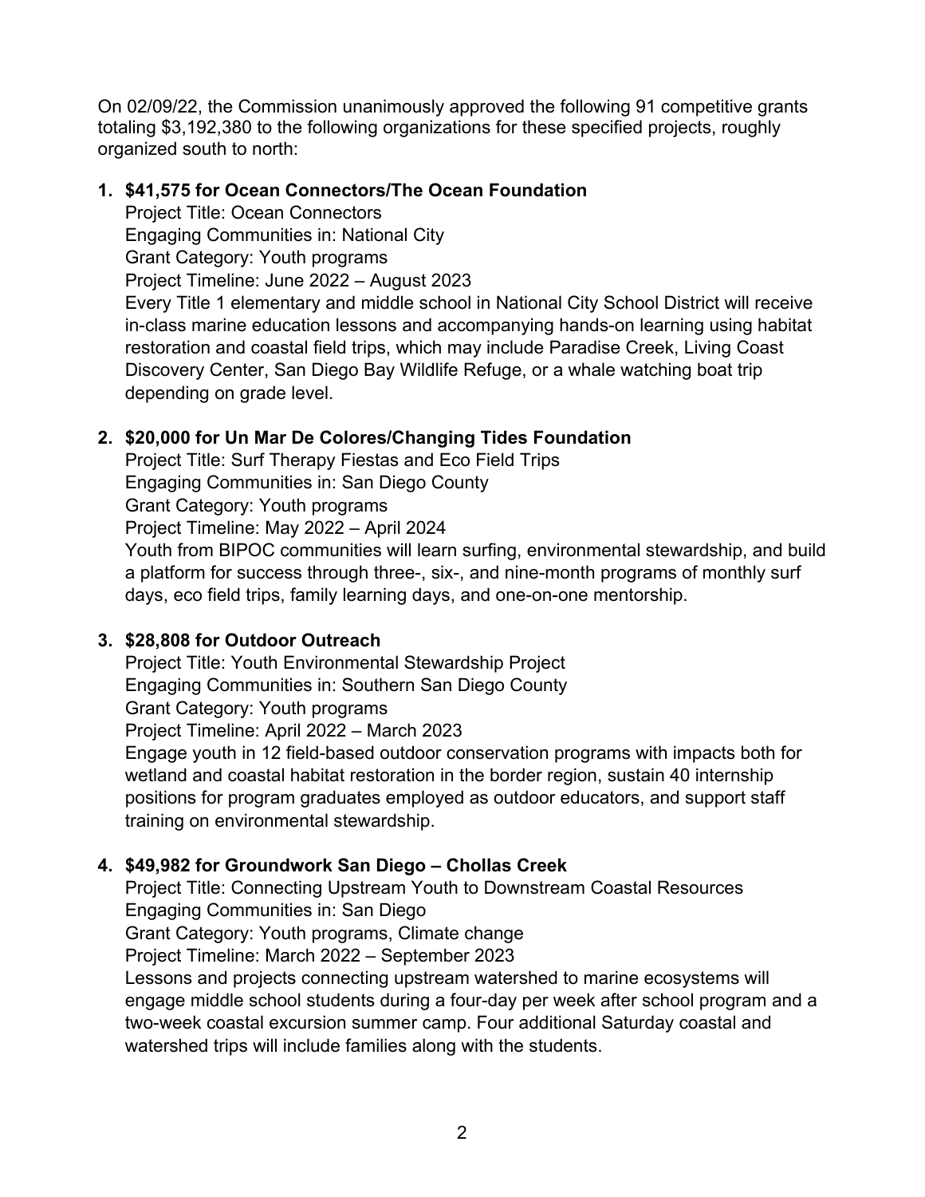On 02/09/22, the Commission unanimously approved the following 91 competitive grants totaling $3,192,380 to the following organizations for these specified projects, roughly organized south to north:

1. **$41,575 for Ocean Connectors/The Ocean Foundation**
   Project Title: Ocean Connectors
   Engaging Communities in: National City
   Grant Category: Youth programs
   Project Timeline: June 2022 – August 2023
   Every Title 1 elementary and middle school in National City School District will receive in-class marine education lessons and accompanying hands-on learning using habitat restoration and coastal field trips, which may include Paradise Creek, Living Coast Discovery Center, San Diego Bay Wildlife Refuge, or a whale watching boat trip depending on grade level.

2. **$20,000 for Un Mar De Colores/Changing Tides Foundation**
   Project Title: Surf Therapy Fiestas and Eco Field Trips
   Engaging Communities in: San Diego County
   Grant Category: Youth programs
   Project Timeline: May 2022 – April 2024
   Youth from BIPOC communities will learn surfing, environmental stewardship, and build a platform for success through three-, six-, and nine-month programs of monthly surf days, eco field trips, family learning days, and one-on-one mentorship.

3. **$28,808 for Outdoor Outreach**
   Project Title: Youth Environmental Stewardship Project
   Engaging Communities in: Southern San Diego County
   Grant Category: Youth programs
   Project Timeline: April 2022 – March 2023
   Engage youth in 12 field-based outdoor conservation programs with impacts both for wetland and coastal habitat restoration in the border region, sustain 40 internship positions for program graduates employed as outdoor educators, and support staff training on environmental stewardship.

4. **$49,982 for Groundwork San Diego – Chollas Creek**
   Project Title: Connecting Upstream Youth to Downstream Coastal Resources
   Engaging Communities in: San Diego
   Grant Category: Youth programs, Climate change
   Project Timeline: March 2022 – September 2023
   Lessons and projects connecting upstream watershed to marine ecosystems will engage middle school students during a four-day per week after school program and a two-week coastal excursion summer camp. Four additional Saturday coastal and watershed trips will include families along with the students.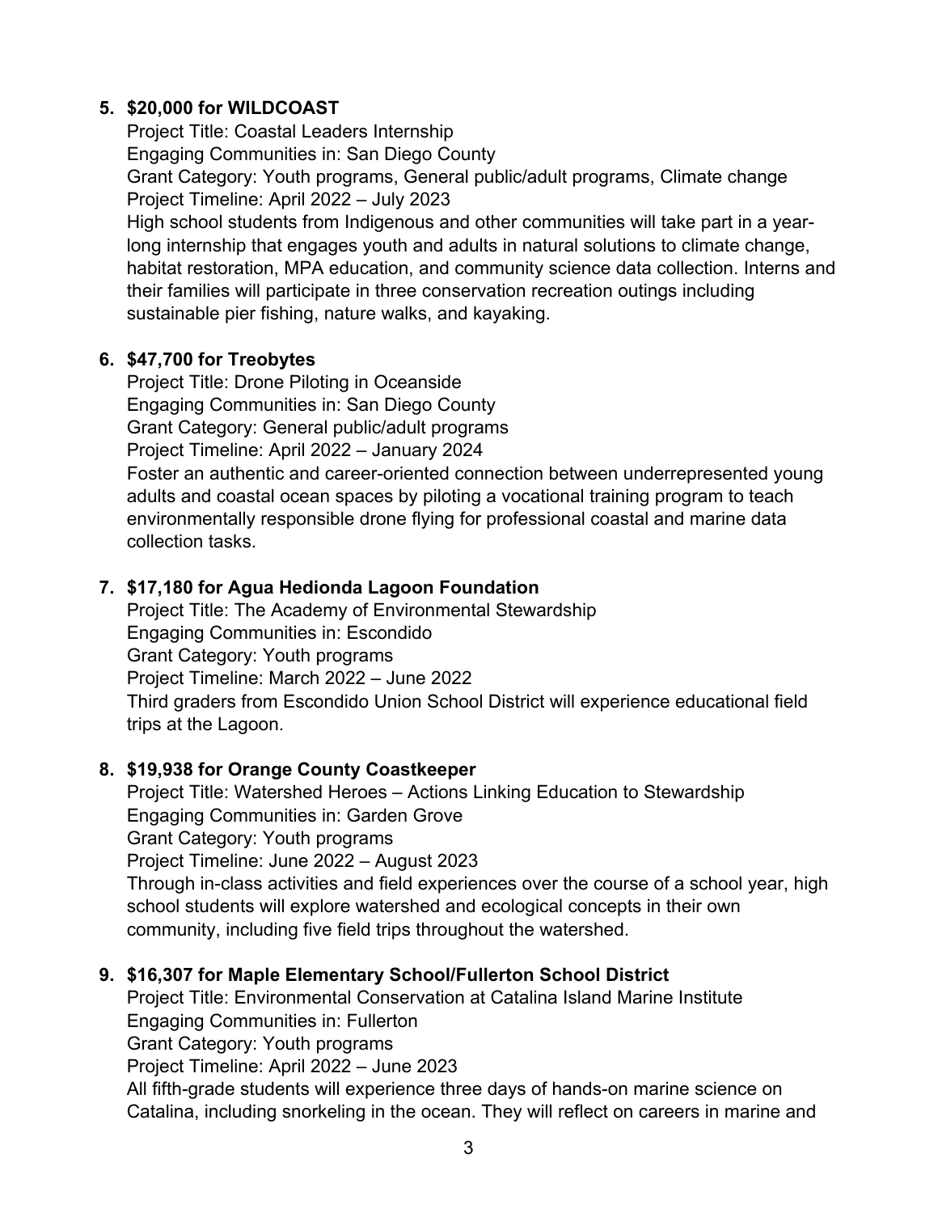5. **$20,000 for WILDCOAST**
   Project Title: Coastal Leaders Internship
   Engaging Communities in: San Diego County
   Grant Category: Youth programs, General public/adult programs, Climate change
   Project Timeline: April 2022 – July 2023
   High school students from Indigenous and other communities will take part in a year-long internship that engages youth and adults in natural solutions to climate change, habitat restoration, MPA education, and community science data collection. Interns and their families will participate in three conservation recreation outings including sustainable pier fishing, nature walks, and kayaking.

6. **$47,700 for Treobytes**
   Project Title: Drone Piloting in Oceanside
   Engaging Communities in: San Diego County
   Grant Category: General public/adult programs
   Project Timeline: April 2022 – January 2024
   Foster an authentic and career-oriented connection between underrepresented young adults and coastal ocean spaces by piloting a vocational training program to teach environmentally responsible drone flying for professional coastal and marine data collection tasks.

7. **$17,180 for Agua Hedionda Lagoon Foundation**
   Project Title: The Academy of Environmental Stewardship
   Engaging Communities in: Escondido
   Grant Category: Youth programs
   Project Timeline: March 2022 – June 2022
   Third graders from Escondido Union School District will experience educational field trips at the Lagoon.

8. **$19,938 for Orange County Coastkeeper**
   Project Title: Watershed Heroes – Actions Linking Education to Stewardship
   Engaging Communities in: Garden Grove
   Grant Category: Youth programs
   Project Timeline: June 2022 – August 2023
   Through in-class activities and field experiences over the course of a school year, high school students will explore watershed and ecological concepts in their own community, including five field trips throughout the watershed.

9. **$16,307 for Maple Elementary School/Fullerton School District**
   Project Title: Environmental Conservation at Catalina Island Marine Institute
   Engaging Communities in: Fullerton
   Grant Category: Youth programs
   Project Timeline: April 2022 – June 2023
   All fifth-grade students will experience three days of hands-on marine science on Catalina, including snorkeling in the ocean. They will reflect on careers in marine and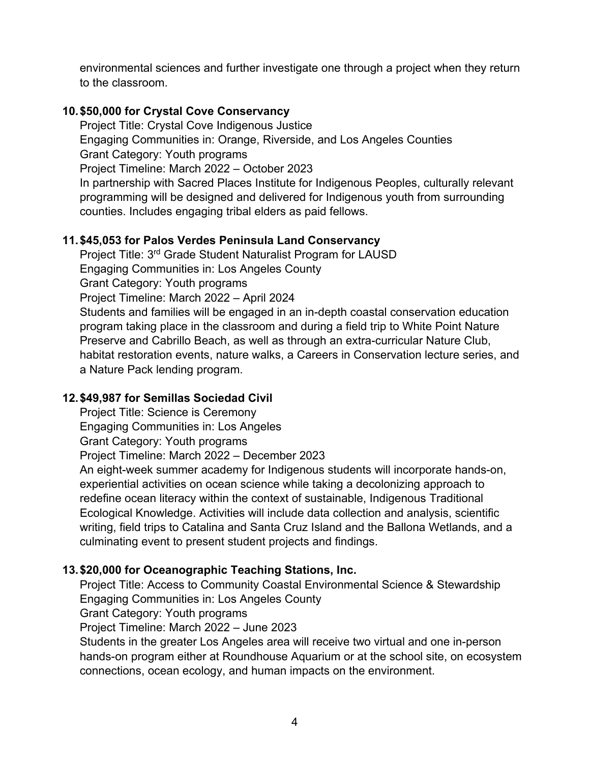environmental sciences and further investigate one through a project when they return to the classroom.

10. **$50,000 for Crystal Cove Conservancy**
    Project Title: Crystal Cove Indigenous Justice
    Engaging Communities in: Orange, Riverside, and Los Angeles Counties
    Grant Category: Youth programs
    Project Timeline: March 2022 – October 2023
    In partnership with Sacred Places Institute for Indigenous Peoples, culturally relevant programming will be designed and delivered for Indigenous youth from surrounding counties. Includes engaging tribal elders as paid fellows.

11. **$45,053 for Palos Verdes Peninsula Land Conservancy**
    Project Title: 3rd Grade Student Naturalist Program for LAUSD
    Engaging Communities in: Los Angeles County
    Grant Category: Youth programs
    Project Timeline: March 2022 – April 2024
    Students and families will be engaged in an in-depth coastal conservation education program taking place in the classroom and during a field trip to White Point Nature Preserve and Cabrillo Beach, as well as through an extra-curricular Nature Club, habitat restoration events, nature walks, a Careers in Conservation lecture series, and a Nature Pack lending program.

12. **$49,987 for Semillas Sociedad Civil**
    Project Title: Science is Ceremony
    Engaging Communities in: Los Angeles
    Grant Category: Youth programs
    Project Timeline: March 2022 – December 2023
    An eight-week summer academy for Indigenous students will incorporate hands-on, experiential activities on ocean science while taking a decolonizing approach to redefine ocean literacy within the context of sustainable, Indigenous Traditional Ecological Knowledge. Activities will include data collection and analysis, scientific writing, field trips to Catalina and Santa Cruz Island and the Ballona Wetlands, and a culminating event to present student projects and findings.

13. **$20,000 for Oceanographic Teaching Stations, Inc.**
    Project Title: Access to Community Coastal Environmental Science & Stewardship
    Engaging Communities in: Los Angeles County
    Grant Category: Youth programs
    Project Timeline: March 2022 – June 2023
    Students in the greater Los Angeles area will receive two virtual and one in-person hands-on program either at Roundhouse Aquarium or at the school site, on ecosystem connections, ocean ecology, and human impacts on the environment.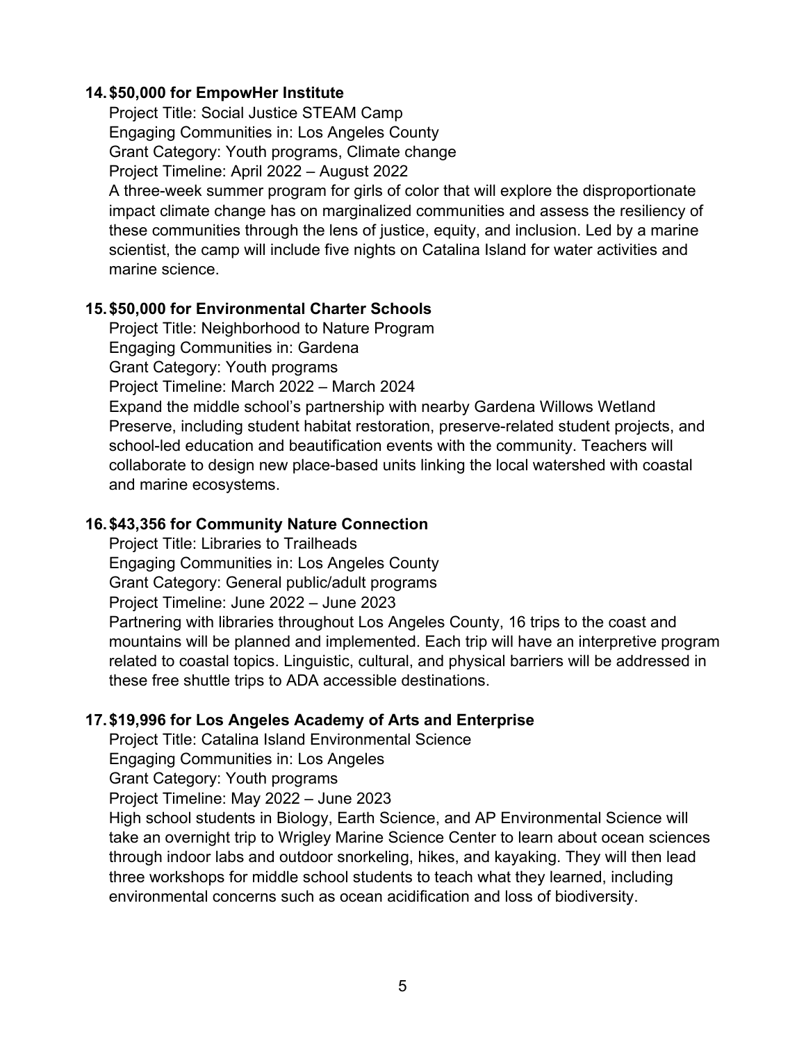14. **$50,000 for EmpowHer Institute**

    Project Title: Social Justice STEAM Camp
    Engaging Communities in: Los Angeles County
    Grant Category: Youth programs, Climate change
    Project Timeline: April 2022 – August 2022
    A three-week summer program for girls of color that will explore the disproportionate impact climate change has on marginalized communities and assess the resiliency of these communities through the lens of justice, equity, and inclusion. Led by a marine scientist, the camp will include five nights on Catalina Island for water activities and marine science.

15. **$50,000 for Environmental Charter Schools**

    Project Title: Neighborhood to Nature Program
    Engaging Communities in: Gardena
    Grant Category: Youth programs
    Project Timeline: March 2022 – March 2024
    Expand the middle school's partnership with nearby Gardena Willows Wetland Preserve, including student habitat restoration, preserve-related student projects, and school-led education and beautification events with the community. Teachers will collaborate to design new place-based units linking the local watershed with coastal and marine ecosystems.

16. **$43,356 for Community Nature Connection**

    Project Title: Libraries to Trailheads
    Engaging Communities in: Los Angeles County
    Grant Category: General public/adult programs
    Project Timeline: June 2022 – June 2023
    Partnering with libraries throughout Los Angeles County, 16 trips to the coast and mountains will be planned and implemented. Each trip will have an interpretive program related to coastal topics. Linguistic, cultural, and physical barriers will be addressed in these free shuttle trips to ADA accessible destinations.

17. **$19,996 for Los Angeles Academy of Arts and Enterprise**

    Project Title: Catalina Island Environmental Science
    Engaging Communities in: Los Angeles
    Grant Category: Youth programs
    Project Timeline: May 2022 – June 2023
    High school students in Biology, Earth Science, and AP Environmental Science will take an overnight trip to Wrigley Marine Science Center to learn about ocean sciences through indoor labs and outdoor snorkeling, hikes, and kayaking. They will then lead three workshops for middle school students to teach what they learned, including environmental concerns such as ocean acidification and loss of biodiversity.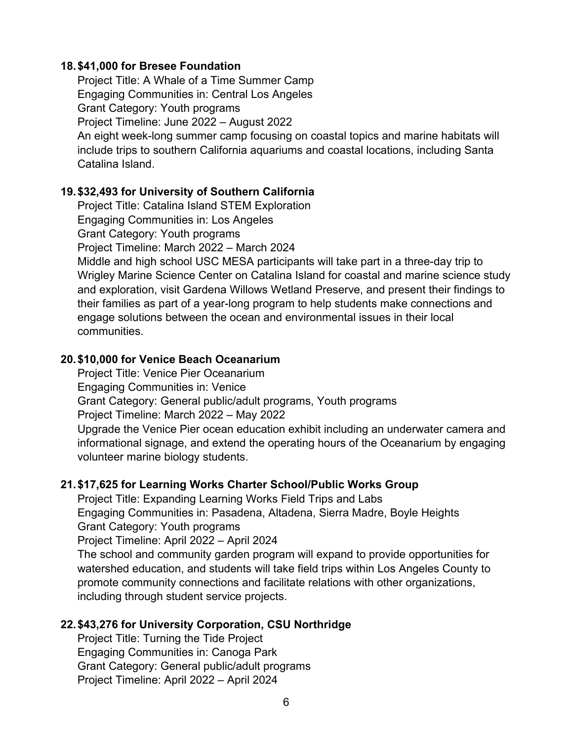18. **$41,000 for Bresee Foundation**

    Project Title: A Whale of a Time Summer Camp
    Engaging Communities in: Central Los Angeles
    Grant Category: Youth programs
    Project Timeline: June 2022 – August 2022
    An eight week-long summer camp focusing on coastal topics and marine habitats will include trips to southern California aquariums and coastal locations, including Santa Catalina Island.

19. **$32,493 for University of Southern California**

    Project Title: Catalina Island STEM Exploration
    Engaging Communities in: Los Angeles
    Grant Category: Youth programs
    Project Timeline: March 2022 – March 2024
    Middle and high school USC MESA participants will take part in a three-day trip to Wrigley Marine Science Center on Catalina Island for coastal and marine science study and exploration, visit Gardena Willows Wetland Preserve, and present their findings to their families as part of a year-long program to help students make connections and engage solutions between the ocean and environmental issues in their local communities.

20. **$10,000 for Venice Beach Oceanarium**

    Project Title: Venice Pier Oceanarium
    Engaging Communities in: Venice
    Grant Category: General public/adult programs, Youth programs
    Project Timeline: March 2022 – May 2022
    Upgrade the Venice Pier ocean education exhibit including an underwater camera and informational signage, and extend the operating hours of the Oceanarium by engaging volunteer marine biology students.

21. **$17,625 for Learning Works Charter School/Public Works Group**

    Project Title: Expanding Learning Works Field Trips and Labs
    Engaging Communities in: Pasadena, Altadena, Sierra Madre, Boyle Heights
    Grant Category: Youth programs
    Project Timeline: April 2022 – April 2024
    The school and community garden program will expand to provide opportunities for watershed education, and students will take field trips within Los Angeles County to promote community connections and facilitate relations with other organizations, including through student service projects.

22. **$43,276 for University Corporation, CSU Northridge**

    Project Title: Turning the Tide Project
    Engaging Communities in: Canoga Park
    Grant Category: General public/adult programs
    Project Timeline: April 2022 – April 2024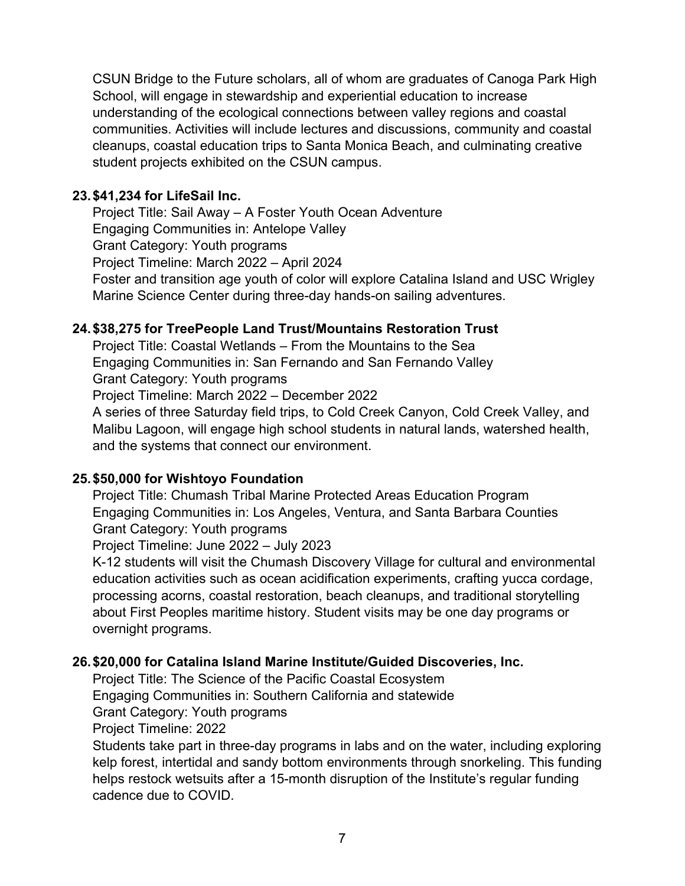CSUN Bridge to the Future scholars, all of whom are graduates of Canoga Park High School, will engage in stewardship and experiential education to increase understanding of the ecological connections between valley regions and coastal communities. Activities will include lectures and discussions, community and coastal cleanups, coastal education trips to Santa Monica Beach, and culminating creative student projects exhibited on the CSUN campus.

23. **$41,234 for LifeSail Inc.**
    Project Title: Sail Away – A Foster Youth Ocean Adventure
    Engaging Communities in: Antelope Valley
    Grant Category: Youth programs
    Project Timeline: March 2022 – April 2024
    Foster and transition age youth of color will explore Catalina Island and USC Wrigley Marine Science Center during three-day hands-on sailing adventures.

24. **$38,275 for TreePeople Land Trust/Mountains Restoration Trust**
    Project Title: Coastal Wetlands – From the Mountains to the Sea
    Engaging Communities in: San Fernando and San Fernando Valley
    Grant Category: Youth programs
    Project Timeline: March 2022 – December 2022
    A series of three Saturday field trips, to Cold Creek Canyon, Cold Creek Valley, and Malibu Lagoon, will engage high school students in natural lands, watershed health, and the systems that connect our environment.

25. **$50,000 for Wishtoyo Foundation**
    Project Title: Chumash Tribal Marine Protected Areas Education Program
    Engaging Communities in: Los Angeles, Ventura, and Santa Barbara Counties
    Grant Category: Youth programs
    Project Timeline: June 2022 – July 2023
    K-12 students will visit the Chumash Discovery Village for cultural and environmental education activities such as ocean acidification experiments, crafting yucca cordage, processing acorns, coastal restoration, beach cleanups, and traditional storytelling about First Peoples maritime history. Student visits may be one day programs or overnight programs.

26. **$20,000 for Catalina Island Marine Institute/Guided Discoveries, Inc.**
    Project Title: The Science of the Pacific Coastal Ecosystem
    Engaging Communities in: Southern California and statewide
    Grant Category: Youth programs
    Project Timeline: 2022
    Students take part in three-day programs in labs and on the water, including exploring kelp forest, intertidal and sandy bottom environments through snorkeling. This funding helps restock wetsuits after a 15-month disruption of the Institute's regular funding cadence due to COVID.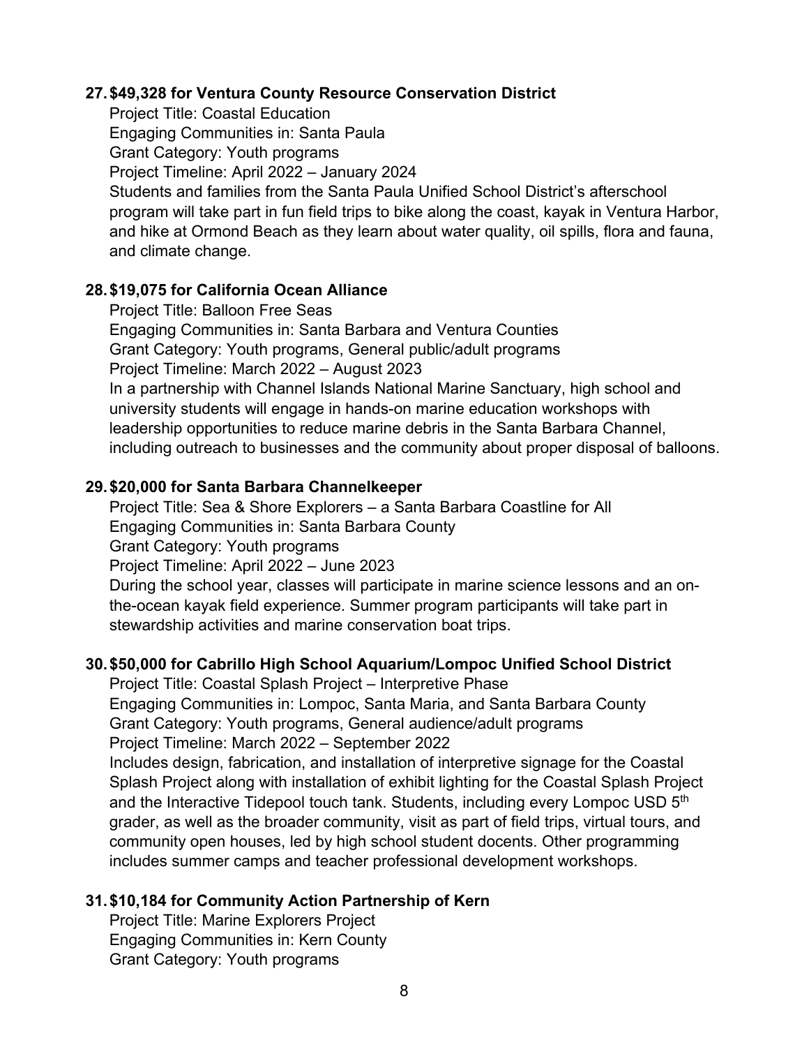27. **$49,328 for Ventura County Resource Conservation District**

    Project Title: Coastal Education
    Engaging Communities in: Santa Paula
    Grant Category: Youth programs
    Project Timeline: April 2022 – January 2024
    Students and families from the Santa Paula Unified School District's afterschool program will take part in fun field trips to bike along the coast, kayak in Ventura Harbor, and hike at Ormond Beach as they learn about water quality, oil spills, flora and fauna, and climate change.

28. **$19,075 for California Ocean Alliance**

    Project Title: Balloon Free Seas
    Engaging Communities in: Santa Barbara and Ventura Counties
    Grant Category: Youth programs, General public/adult programs
    Project Timeline: March 2022 – August 2023
    In a partnership with Channel Islands National Marine Sanctuary, high school and university students will engage in hands-on marine education workshops with leadership opportunities to reduce marine debris in the Santa Barbara Channel, including outreach to businesses and the community about proper disposal of balloons.

29. **$20,000 for Santa Barbara Channelkeeper**

    Project Title: Sea & Shore Explorers – a Santa Barbara Coastline for All
    Engaging Communities in: Santa Barbara County
    Grant Category: Youth programs
    Project Timeline: April 2022 – June 2023
    During the school year, classes will participate in marine science lessons and an on-the-ocean kayak field experience. Summer program participants will take part in stewardship activities and marine conservation boat trips.

30. **$50,000 for Cabrillo High School Aquarium/Lompoc Unified School District**

    Project Title: Coastal Splash Project – Interpretive Phase
    Engaging Communities in: Lompoc, Santa Maria, and Santa Barbara County
    Grant Category: Youth programs, General audience/adult programs
    Project Timeline: March 2022 – September 2022
    Includes design, fabrication, and installation of interpretive signage for the Coastal Splash Project along with installation of exhibit lighting for the Coastal Splash Project and the Interactive Tidepool touch tank. Students, including every Lompoc USD 5th grader, as well as the broader community, visit as part of field trips, virtual tours, and community open houses, led by high school student docents. Other programming includes summer camps and teacher professional development workshops.

31. **$10,184 for Community Action Partnership of Kern**

    Project Title: Marine Explorers Project
    Engaging Communities in: Kern County
    Grant Category: Youth programs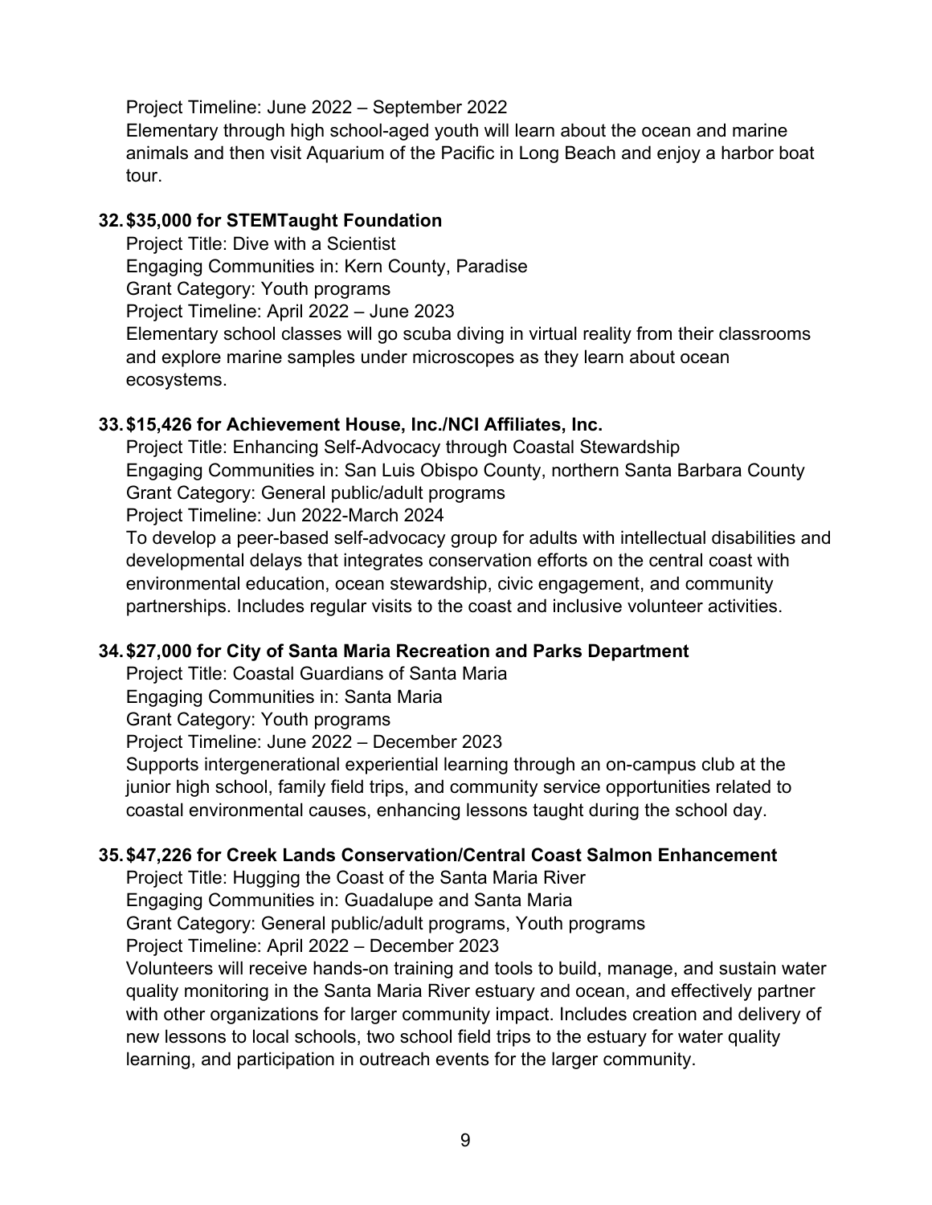Project Timeline: June 2022 – September 2022
Elementary through high school-aged youth will learn about the ocean and marine animals and then visit Aquarium of the Pacific in Long Beach and enjoy a harbor boat tour.

32. **$35,000 for STEMTaught Foundation**
    Project Title: Dive with a Scientist
    Engaging Communities in: Kern County, Paradise
    Grant Category: Youth programs
    Project Timeline: April 2022 – June 2023
    Elementary school classes will go scuba diving in virtual reality from their classrooms and explore marine samples under microscopes as they learn about ocean ecosystems.

33. **$15,426 for Achievement House, Inc./NCI Affiliates, Inc.**
    Project Title: Enhancing Self-Advocacy through Coastal Stewardship
    Engaging Communities in: San Luis Obispo County, northern Santa Barbara County
    Grant Category: General public/adult programs
    Project Timeline: Jun 2022-March 2024
    To develop a peer-based self-advocacy group for adults with intellectual disabilities and developmental delays that integrates conservation efforts on the central coast with environmental education, ocean stewardship, civic engagement, and community partnerships. Includes regular visits to the coast and inclusive volunteer activities.

34. **$27,000 for City of Santa Maria Recreation and Parks Department**
    Project Title: Coastal Guardians of Santa Maria
    Engaging Communities in: Santa Maria
    Grant Category: Youth programs
    Project Timeline: June 2022 – December 2023
    Supports intergenerational experiential learning through an on-campus club at the junior high school, family field trips, and community service opportunities related to coastal environmental causes, enhancing lessons taught during the school day.

35. **$47,226 for Creek Lands Conservation/Central Coast Salmon Enhancement**
    Project Title: Hugging the Coast of the Santa Maria River
    Engaging Communities in: Guadalupe and Santa Maria
    Grant Category: General public/adult programs, Youth programs
    Project Timeline: April 2022 – December 2023
    Volunteers will receive hands-on training and tools to build, manage, and sustain water quality monitoring in the Santa Maria River estuary and ocean, and effectively partner with other organizations for larger community impact. Includes creation and delivery of new lessons to local schools, two school field trips to the estuary for water quality learning, and participation in outreach events for the larger community.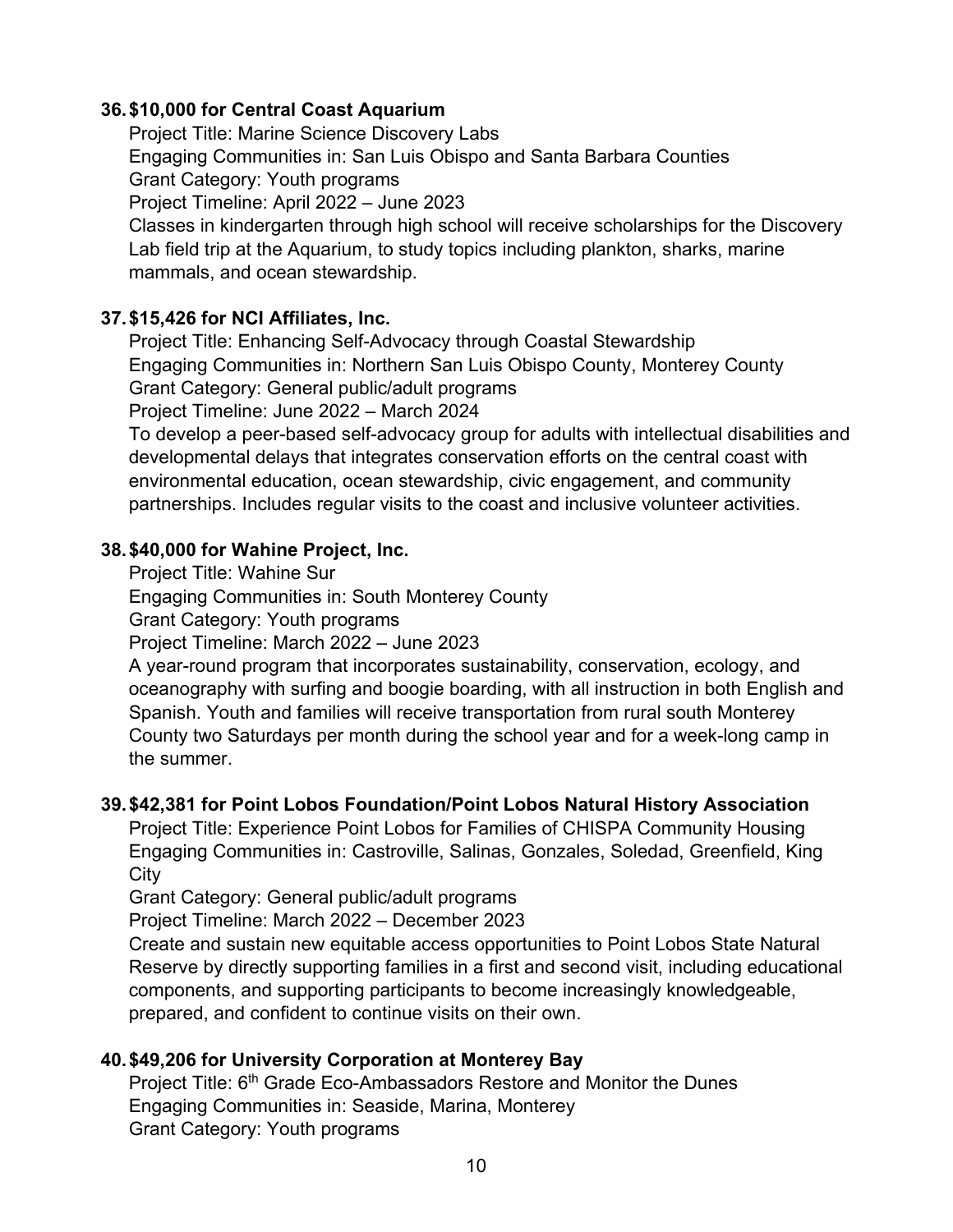36. **$10,000 for Central Coast Aquarium**
   Project Title: Marine Science Discovery Labs
   Engaging Communities in: San Luis Obispo and Santa Barbara Counties
   Grant Category: Youth programs
   Project Timeline: April 2022 – June 2023
   Classes in kindergarten through high school will receive scholarships for the Discovery Lab field trip at the Aquarium, to study topics including plankton, sharks, marine mammals, and ocean stewardship.

37. **$15,426 for NCI Affiliates, Inc.**
   Project Title: Enhancing Self-Advocacy through Coastal Stewardship
   Engaging Communities in: Northern San Luis Obispo County, Monterey County
   Grant Category: General public/adult programs
   Project Timeline: June 2022 – March 2024
   To develop a peer-based self-advocacy group for adults with intellectual disabilities and developmental delays that integrates conservation efforts on the central coast with environmental education, ocean stewardship, civic engagement, and community partnerships. Includes regular visits to the coast and inclusive volunteer activities.

38. **$40,000 for Wahine Project, Inc.**
   Project Title: Wahine Sur
   Engaging Communities in: South Monterey County
   Grant Category: Youth programs
   Project Timeline: March 2022 – June 2023
   A year-round program that incorporates sustainability, conservation, ecology, and oceanography with surfing and boogie boarding, with all instruction in both English and Spanish. Youth and families will receive transportation from rural south Monterey County two Saturdays per month during the school year and for a week-long camp in the summer.

39. **$42,381 for Point Lobos Foundation/Point Lobos Natural History Association**
   Project Title: Experience Point Lobos for Families of CHISPA Community Housing
   Engaging Communities in: Castroville, Salinas, Gonzales, Soledad, Greenfield, King City
   Grant Category: General public/adult programs
   Project Timeline: March 2022 – December 2023
   Create and sustain new equitable access opportunities to Point Lobos State Natural Reserve by directly supporting families in a first and second visit, including educational components, and supporting participants to become increasingly knowledgeable, prepared, and confident to continue visits on their own.

40. **$49,206 for University Corporation at Monterey Bay**
   Project Title: 6th Grade Eco-Ambassadors Restore and Monitor the Dunes
   Engaging Communities in: Seaside, Marina, Monterey
   Grant Category: Youth programs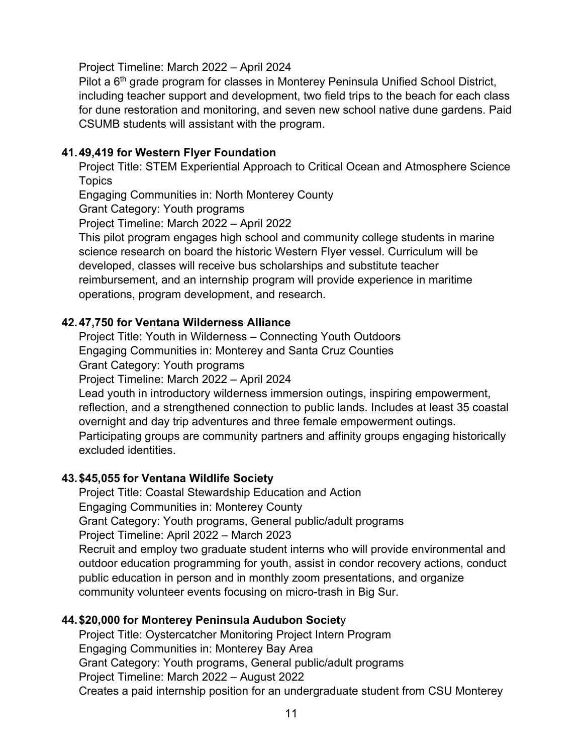Project Timeline: March 2022 – April 2024

Pilot a 6th grade program for classes in Monterey Peninsula Unified School District, including teacher support and development, two field trips to the beach for each class for dune restoration and monitoring, and seven new school native dune gardens. Paid CSUMB students will assistant with the program.

41. **49,419 for Western Flyer Foundation**

    Project Title: STEM Experiential Approach to Critical Ocean and Atmosphere Science Topics

    Engaging Communities in: North Monterey County

    Grant Category: Youth programs

    Project Timeline: March 2022 – April 2022

    This pilot program engages high school and community college students in marine science research on board the historic Western Flyer vessel. Curriculum will be developed, classes will receive bus scholarships and substitute teacher reimbursement, and an internship program will provide experience in maritime operations, program development, and research.

42. **47,750 for Ventana Wilderness Alliance**

    Project Title: Youth in Wilderness – Connecting Youth Outdoors

    Engaging Communities in: Monterey and Santa Cruz Counties

    Grant Category: Youth programs

    Project Timeline: March 2022 – April 2024

    Lead youth in introductory wilderness immersion outings, inspiring empowerment, reflection, and a strengthened connection to public lands. Includes at least 35 coastal overnight and day trip adventures and three female empowerment outings. Participating groups are community partners and affinity groups engaging historically excluded identities.

43. **$45,055 for Ventana Wildlife Society**

    Project Title: Coastal Stewardship Education and Action

    Engaging Communities in: Monterey County

    Grant Category: Youth programs, General public/adult programs

    Project Timeline: April 2022 – March 2023

    Recruit and employ two graduate student interns who will provide environmental and outdoor education programming for youth, assist in condor recovery actions, conduct public education in person and in monthly zoom presentations, and organize community volunteer events focusing on micro-trash in Big Sur.

44. **$20,000 for Monterey Peninsula Audubon Societ**y

    Project Title: Oystercatcher Monitoring Project Intern Program

    Engaging Communities in: Monterey Bay Area

    Grant Category: Youth programs, General public/adult programs

    Project Timeline: March 2022 – August 2022

    Creates a paid internship position for an undergraduate student from CSU Monterey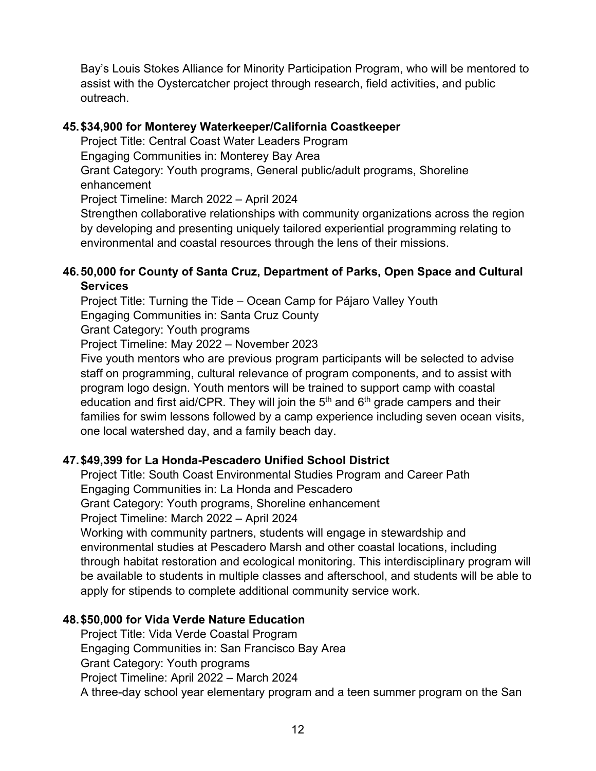Bay's Louis Stokes Alliance for Minority Participation Program, who will be mentored to assist with the Oystercatcher project through research, field activities, and public outreach.

45. **$34,900 for Monterey Waterkeeper/California Coastkeeper**
    Project Title: Central Coast Water Leaders Program
    Engaging Communities in: Monterey Bay Area
    Grant Category: Youth programs, General public/adult programs, Shoreline enhancement
    Project Timeline: March 2022 – April 2024
    Strengthen collaborative relationships with community organizations across the region by developing and presenting uniquely tailored experiential programming relating to environmental and coastal resources through the lens of their missions.

46. **50,000 for County of Santa Cruz, Department of Parks, Open Space and Cultural Services**
    Project Title: Turning the Tide – Ocean Camp for Pájaro Valley Youth
    Engaging Communities in: Santa Cruz County
    Grant Category: Youth programs
    Project Timeline: May 2022 – November 2023
    Five youth mentors who are previous program participants will be selected to advise staff on programming, cultural relevance of program components, and to assist with program logo design. Youth mentors will be trained to support camp with coastal education and first aid/CPR. They will join the 5th and 6th grade campers and their families for swim lessons followed by a camp experience including seven ocean visits, one local watershed day, and a family beach day.

47. **$49,399 for La Honda-Pescadero Unified School District**
    Project Title: South Coast Environmental Studies Program and Career Path
    Engaging Communities in: La Honda and Pescadero
    Grant Category: Youth programs, Shoreline enhancement
    Project Timeline: March 2022 – April 2024
    Working with community partners, students will engage in stewardship and environmental studies at Pescadero Marsh and other coastal locations, including through habitat restoration and ecological monitoring. This interdisciplinary program will be available to students in multiple classes and afterschool, and students will be able to apply for stipends to complete additional community service work.

48. **$50,000 for Vida Verde Nature Education**
    Project Title: Vida Verde Coastal Program
    Engaging Communities in: San Francisco Bay Area
    Grant Category: Youth programs
    Project Timeline: April 2022 – March 2024
    A three-day school year elementary program and a teen summer program on the San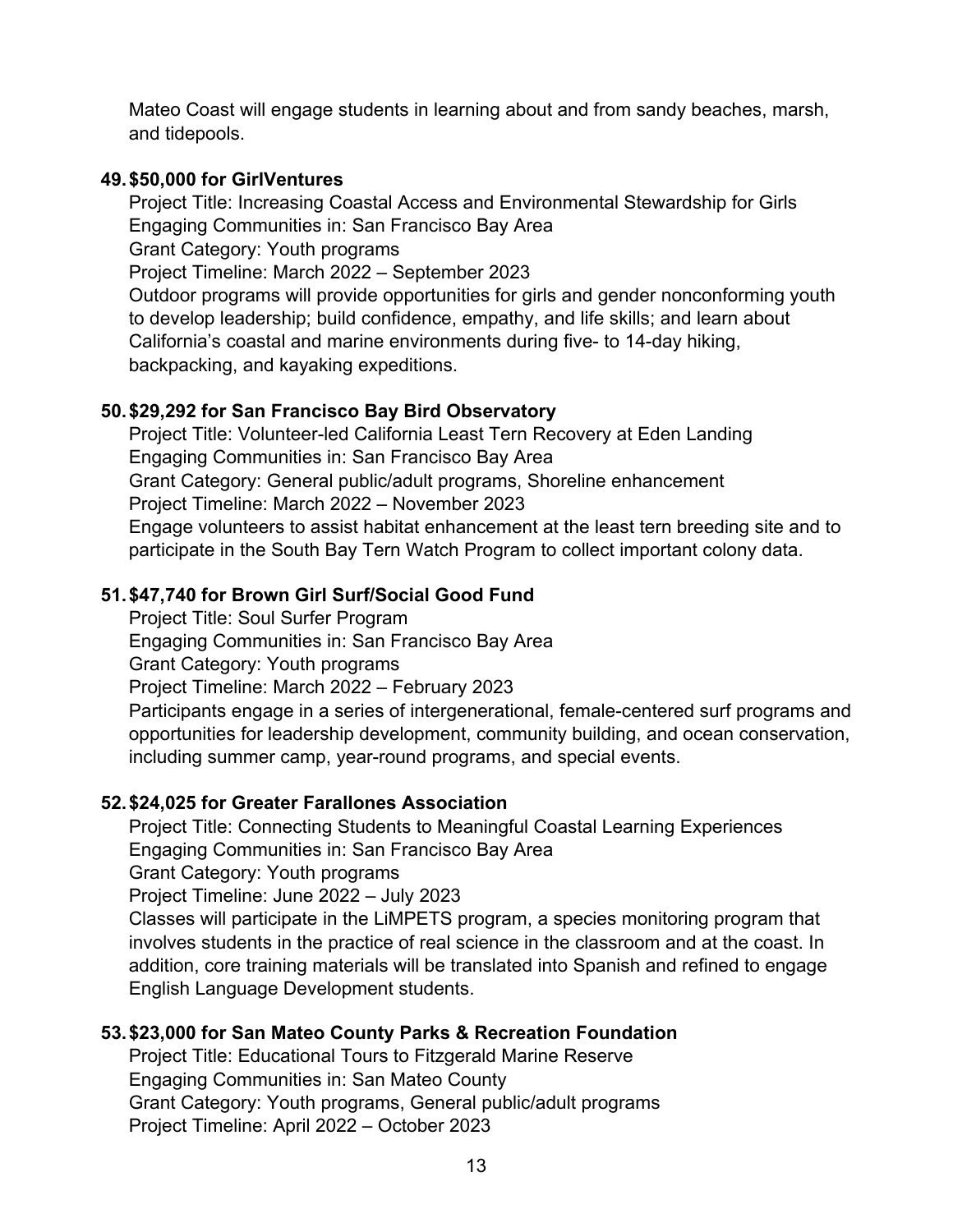Mateo Coast will engage students in learning about and from sandy beaches, marsh, and tidepools.

49. **$50,000 for GirlVentures**
    Project Title: Increasing Coastal Access and Environmental Stewardship for Girls
    Engaging Communities in: San Francisco Bay Area
    Grant Category: Youth programs
    Project Timeline: March 2022 – September 2023
    Outdoor programs will provide opportunities for girls and gender nonconforming youth to develop leadership; build confidence, empathy, and life skills; and learn about California's coastal and marine environments during five- to 14-day hiking, backpacking, and kayaking expeditions.

50. **$29,292 for San Francisco Bay Bird Observatory**
    Project Title: Volunteer-led California Least Tern Recovery at Eden Landing
    Engaging Communities in: San Francisco Bay Area
    Grant Category: General public/adult programs, Shoreline enhancement
    Project Timeline: March 2022 – November 2023
    Engage volunteers to assist habitat enhancement at the least tern breeding site and to participate in the South Bay Tern Watch Program to collect important colony data.

51. **$47,740 for Brown Girl Surf/Social Good Fund**
    Project Title: Soul Surfer Program
    Engaging Communities in: San Francisco Bay Area
    Grant Category: Youth programs
    Project Timeline: March 2022 – February 2023
    Participants engage in a series of intergenerational, female-centered surf programs and opportunities for leadership development, community building, and ocean conservation, including summer camp, year-round programs, and special events.

52. **$24,025 for Greater Farallones Association**
    Project Title: Connecting Students to Meaningful Coastal Learning Experiences
    Engaging Communities in: San Francisco Bay Area
    Grant Category: Youth programs
    Project Timeline: June 2022 – July 2023
    Classes will participate in the LiMPETS program, a species monitoring program that involves students in the practice of real science in the classroom and at the coast. In addition, core training materials will be translated into Spanish and refined to engage English Language Development students.

53. **$23,000 for San Mateo County Parks & Recreation Foundation**
    Project Title: Educational Tours to Fitzgerald Marine Reserve
    Engaging Communities in: San Mateo County
    Grant Category: Youth programs, General public/adult programs
    Project Timeline: April 2022 – October 2023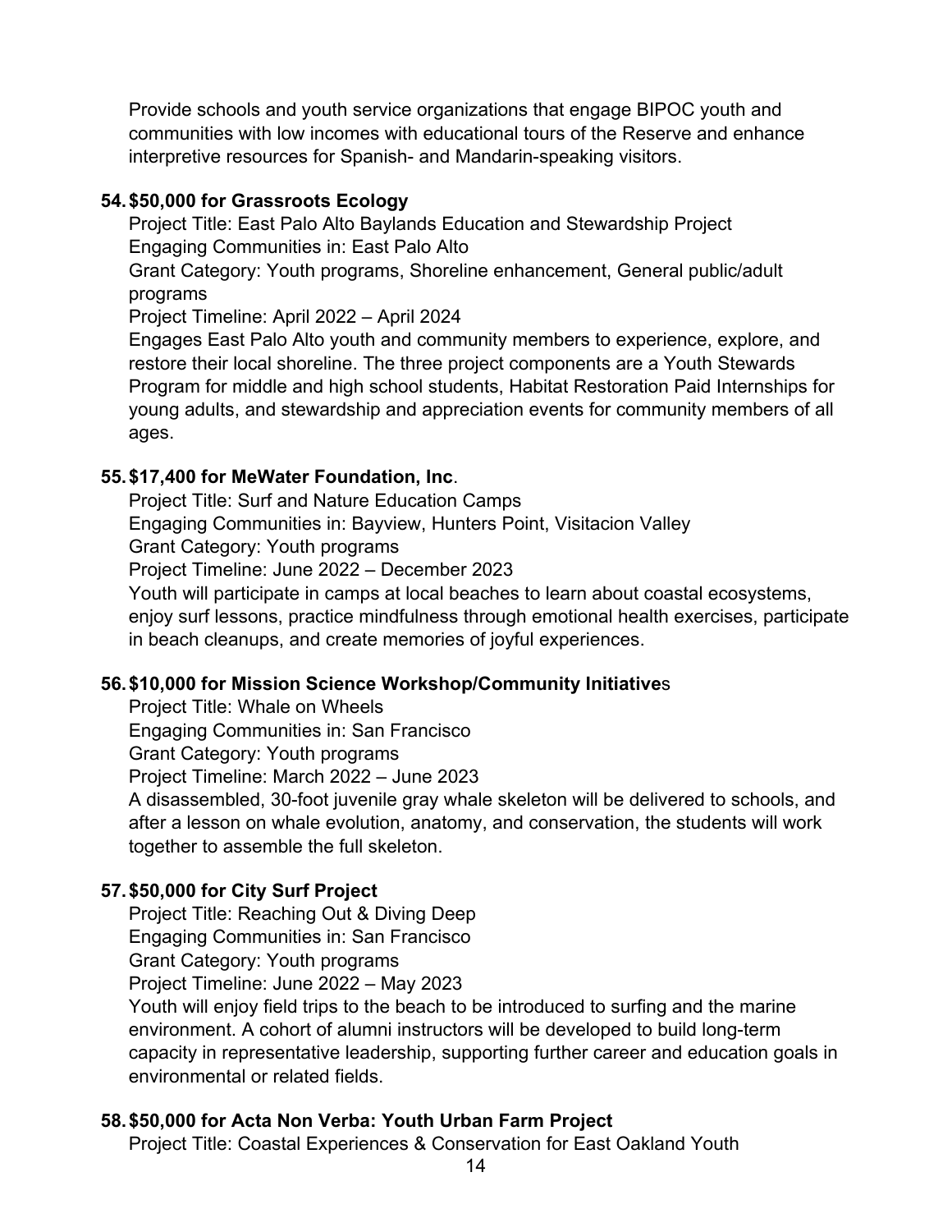Provide schools and youth service organizations that engage BIPOC youth and communities with low incomes with educational tours of the Reserve and enhance interpretive resources for Spanish- and Mandarin-speaking visitors.

54. **$50,000 for Grassroots Ecology**
   Project Title: East Palo Alto Baylands Education and Stewardship Project
   Engaging Communities in: East Palo Alto
   Grant Category: Youth programs, Shoreline enhancement, General public/adult programs
   Project Timeline: April 2022 – April 2024
   Engages East Palo Alto youth and community members to experience, explore, and restore their local shoreline. The three project components are a Youth Stewards Program for middle and high school students, Habitat Restoration Paid Internships for young adults, and stewardship and appreciation events for community members of all ages.

55. **$17,400 for MeWater Foundation, Inc**.
   Project Title: Surf and Nature Education Camps
   Engaging Communities in: Bayview, Hunters Point, Visitacion Valley
   Grant Category: Youth programs
   Project Timeline: June 2022 – December 2023
   Youth will participate in camps at local beaches to learn about coastal ecosystems, enjoy surf lessons, practice mindfulness through emotional health exercises, participate in beach cleanups, and create memories of joyful experiences.

56. **$10,000 for Mission Science Workshop/Community Initiative**s
   Project Title: Whale on Wheels
   Engaging Communities in: San Francisco
   Grant Category: Youth programs
   Project Timeline: March 2022 – June 2023
   A disassembled, 30-foot juvenile gray whale skeleton will be delivered to schools, and after a lesson on whale evolution, anatomy, and conservation, the students will work together to assemble the full skeleton.

57. **$50,000 for City Surf Project**
   Project Title: Reaching Out & Diving Deep
   Engaging Communities in: San Francisco
   Grant Category: Youth programs
   Project Timeline: June 2022 – May 2023
   Youth will enjoy field trips to the beach to be introduced to surfing and the marine environment. A cohort of alumni instructors will be developed to build long-term capacity in representative leadership, supporting further career and education goals in environmental or related fields.

58. **$50,000 for Acta Non Verba: Youth Urban Farm Project**
   Project Title: Coastal Experiences & Conservation for East Oakland Youth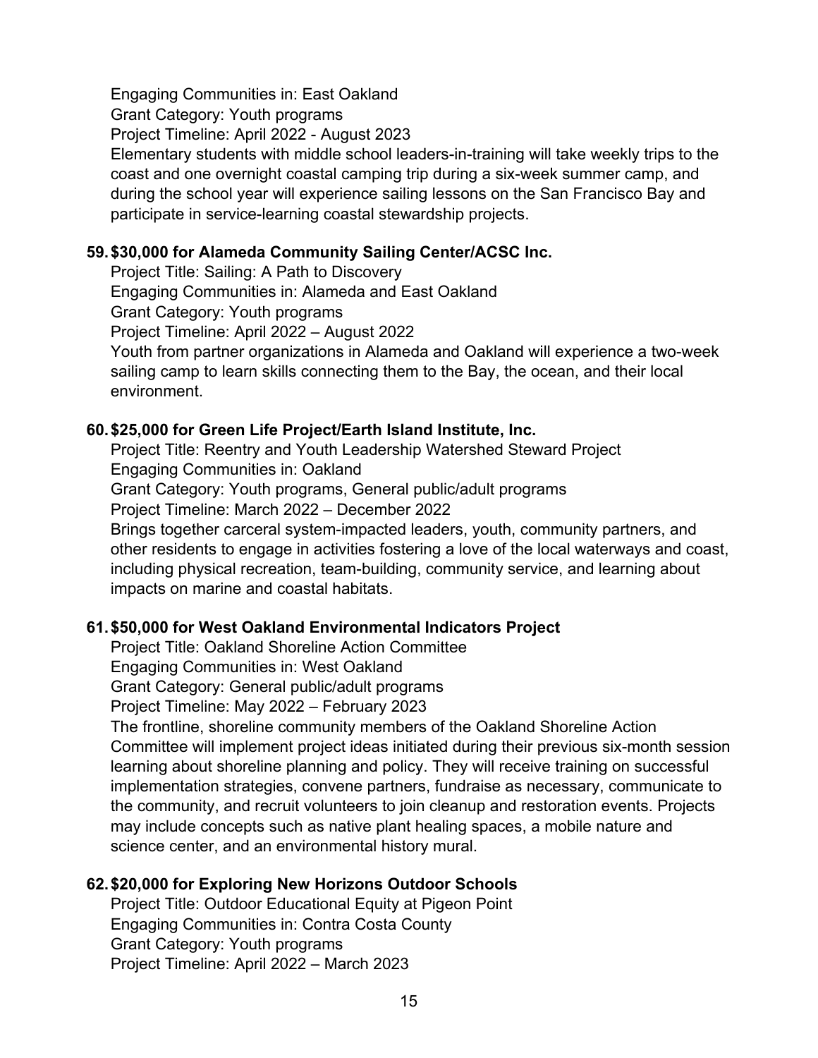Engaging Communities in: East Oakland
Grant Category: Youth programs
Project Timeline: April 2022 - August 2023
Elementary students with middle school leaders-in-training will take weekly trips to the coast and one overnight coastal camping trip during a six-week summer camp, and during the school year will experience sailing lessons on the San Francisco Bay and participate in service-learning coastal stewardship projects.

59. **$30,000 for Alameda Community Sailing Center/ACSC Inc.**
   Project Title: Sailing: A Path to Discovery
   Engaging Communities in: Alameda and East Oakland
   Grant Category: Youth programs
   Project Timeline: April 2022 – August 2022
   Youth from partner organizations in Alameda and Oakland will experience a two-week sailing camp to learn skills connecting them to the Bay, the ocean, and their local environment.

60. **$25,000 for Green Life Project/Earth Island Institute, Inc.**
   Project Title: Reentry and Youth Leadership Watershed Steward Project
   Engaging Communities in: Oakland
   Grant Category: Youth programs, General public/adult programs
   Project Timeline: March 2022 – December 2022
   Brings together carceral system-impacted leaders, youth, community partners, and other residents to engage in activities fostering a love of the local waterways and coast, including physical recreation, team-building, community service, and learning about impacts on marine and coastal habitats.

61. **$50,000 for West Oakland Environmental Indicators Project**
   Project Title: Oakland Shoreline Action Committee
   Engaging Communities in: West Oakland
   Grant Category: General public/adult programs
   Project Timeline: May 2022 – February 2023
   The frontline, shoreline community members of the Oakland Shoreline Action Committee will implement project ideas initiated during their previous six-month session learning about shoreline planning and policy. They will receive training on successful implementation strategies, convene partners, fundraise as necessary, communicate to the community, and recruit volunteers to join cleanup and restoration events. Projects may include concepts such as native plant healing spaces, a mobile nature and science center, and an environmental history mural.

62. **$20,000 for Exploring New Horizons Outdoor Schools**
   Project Title: Outdoor Educational Equity at Pigeon Point
   Engaging Communities in: Contra Costa County
   Grant Category: Youth programs
   Project Timeline: April 2022 – March 2023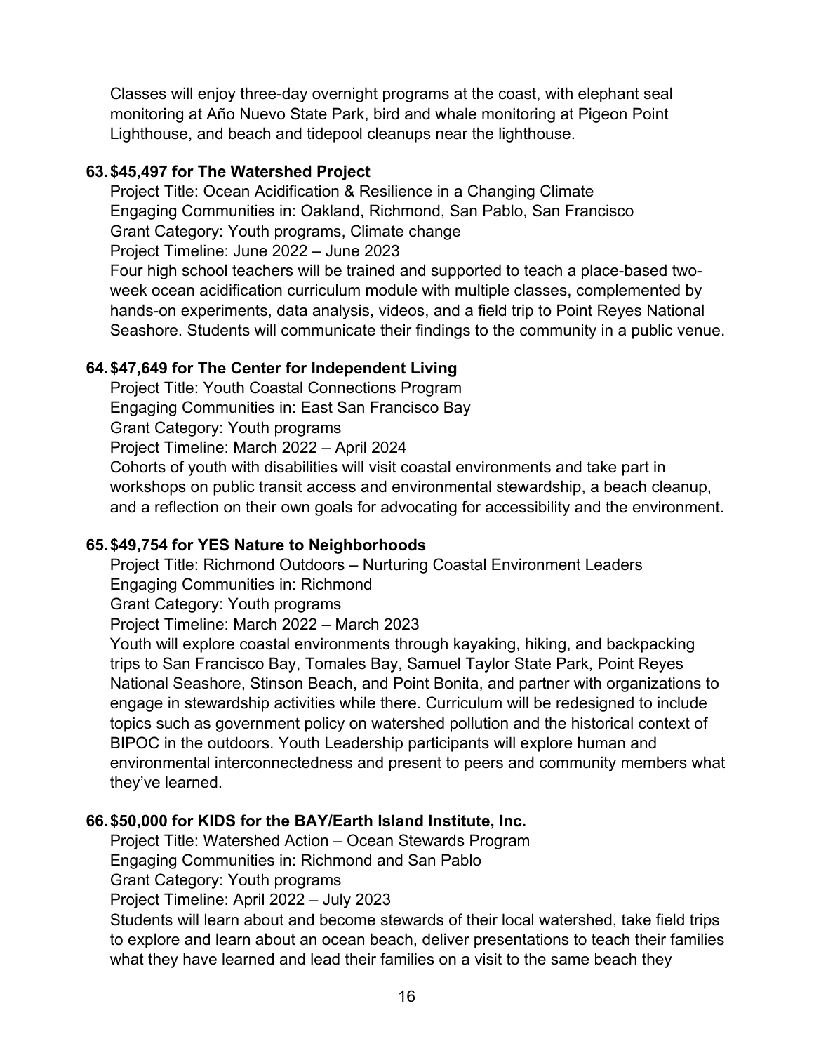Classes will enjoy three-day overnight programs at the coast, with elephant seal monitoring at Año Nuevo State Park, bird and whale monitoring at Pigeon Point Lighthouse, and beach and tidepool cleanups near the lighthouse.

63. **$45,497 for The Watershed Project**
    Project Title: Ocean Acidification & Resilience in a Changing Climate
    Engaging Communities in: Oakland, Richmond, San Pablo, San Francisco
    Grant Category: Youth programs, Climate change
    Project Timeline: June 2022 – June 2023
    Four high school teachers will be trained and supported to teach a place-based two-week ocean acidification curriculum module with multiple classes, complemented by hands-on experiments, data analysis, videos, and a field trip to Point Reyes National Seashore. Students will communicate their findings to the community in a public venue.

64. **$47,649 for The Center for Independent Living**
    Project Title: Youth Coastal Connections Program
    Engaging Communities in: East San Francisco Bay
    Grant Category: Youth programs
    Project Timeline: March 2022 – April 2024
    Cohorts of youth with disabilities will visit coastal environments and take part in workshops on public transit access and environmental stewardship, a beach cleanup, and a reflection on their own goals for advocating for accessibility and the environment.

65. **$49,754 for YES Nature to Neighborhoods**
    Project Title: Richmond Outdoors – Nurturing Coastal Environment Leaders
    Engaging Communities in: Richmond
    Grant Category: Youth programs
    Project Timeline: March 2022 – March 2023
    Youth will explore coastal environments through kayaking, hiking, and backpacking trips to San Francisco Bay, Tomales Bay, Samuel Taylor State Park, Point Reyes National Seashore, Stinson Beach, and Point Bonita, and partner with organizations to engage in stewardship activities while there. Curriculum will be redesigned to include topics such as government policy on watershed pollution and the historical context of BIPOC in the outdoors. Youth Leadership participants will explore human and environmental interconnectedness and present to peers and community members what they've learned.

66. **$50,000 for KIDS for the BAY/Earth Island Institute, Inc.**
    Project Title: Watershed Action – Ocean Stewards Program
    Engaging Communities in: Richmond and San Pablo
    Grant Category: Youth programs
    Project Timeline: April 2022 – July 2023
    Students will learn about and become stewards of their local watershed, take field trips to explore and learn about an ocean beach, deliver presentations to teach their families what they have learned and lead their families on a visit to the same beach they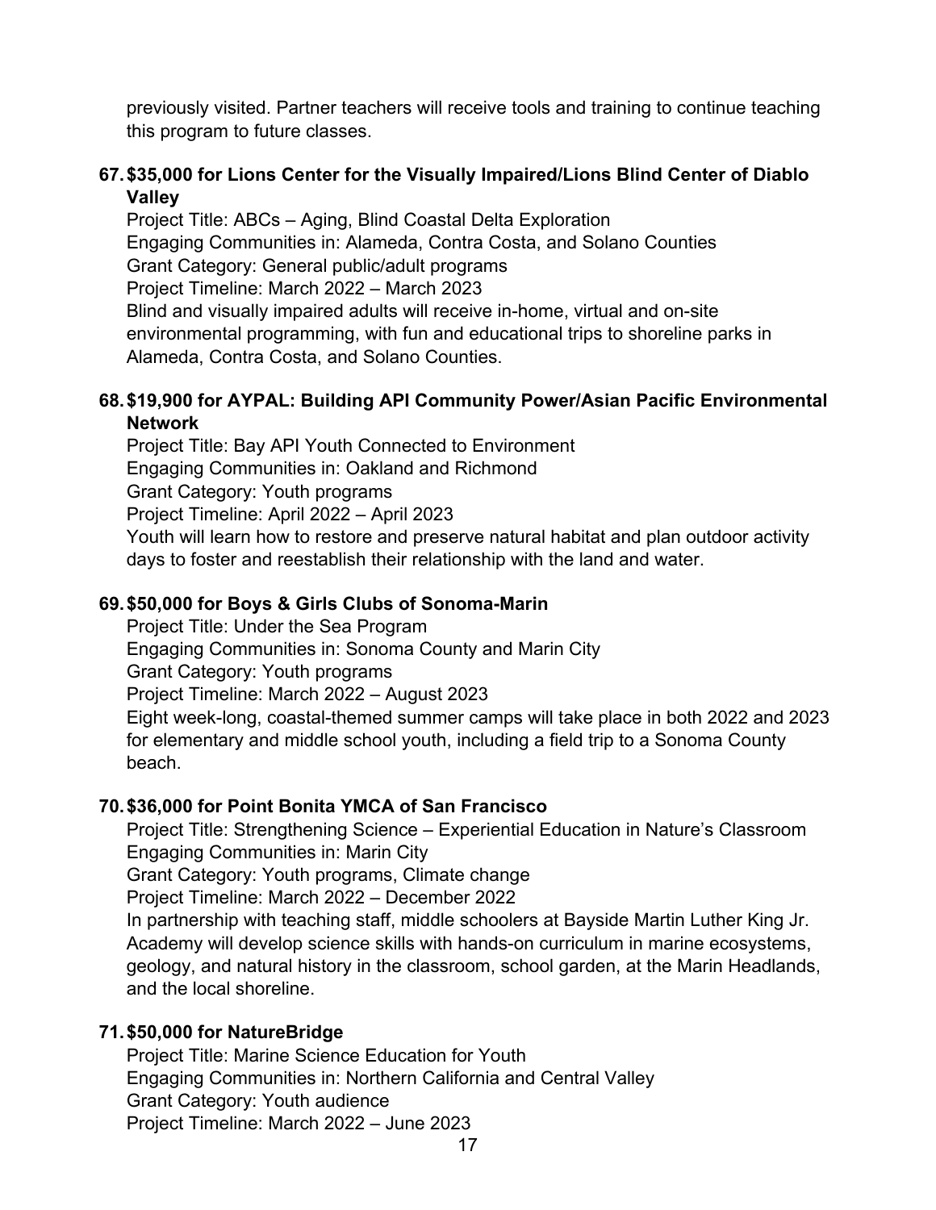previously visited. Partner teachers will receive tools and training to continue teaching this program to future classes.

67. **$35,000 for Lions Center for the Visually Impaired/Lions Blind Center of Diablo Valley**
    Project Title: ABCs – Aging, Blind Coastal Delta Exploration
    Engaging Communities in: Alameda, Contra Costa, and Solano Counties
    Grant Category: General public/adult programs
    Project Timeline: March 2022 – March 2023
    Blind and visually impaired adults will receive in-home, virtual and on-site environmental programming, with fun and educational trips to shoreline parks in Alameda, Contra Costa, and Solano Counties.

68. **$19,900 for AYPAL: Building API Community Power/Asian Pacific Environmental Network**
    Project Title: Bay API Youth Connected to Environment
    Engaging Communities in: Oakland and Richmond
    Grant Category: Youth programs
    Project Timeline: April 2022 – April 2023
    Youth will learn how to restore and preserve natural habitat and plan outdoor activity days to foster and reestablish their relationship with the land and water.

69. **$50,000 for Boys & Girls Clubs of Sonoma-Marin**
    Project Title: Under the Sea Program
    Engaging Communities in: Sonoma County and Marin City
    Grant Category: Youth programs
    Project Timeline: March 2022 – August 2023
    Eight week-long, coastal-themed summer camps will take place in both 2022 and 2023 for elementary and middle school youth, including a field trip to a Sonoma County beach.

70. **$36,000 for Point Bonita YMCA of San Francisco**
    Project Title: Strengthening Science – Experiential Education in Nature's Classroom
    Engaging Communities in: Marin City
    Grant Category: Youth programs, Climate change
    Project Timeline: March 2022 – December 2022
    In partnership with teaching staff, middle schoolers at Bayside Martin Luther King Jr. Academy will develop science skills with hands-on curriculum in marine ecosystems, geology, and natural history in the classroom, school garden, at the Marin Headlands, and the local shoreline.

71. **$50,000 for NatureBridge**
    Project Title: Marine Science Education for Youth
    Engaging Communities in: Northern California and Central Valley
    Grant Category: Youth audience
    Project Timeline: March 2022 – June 2023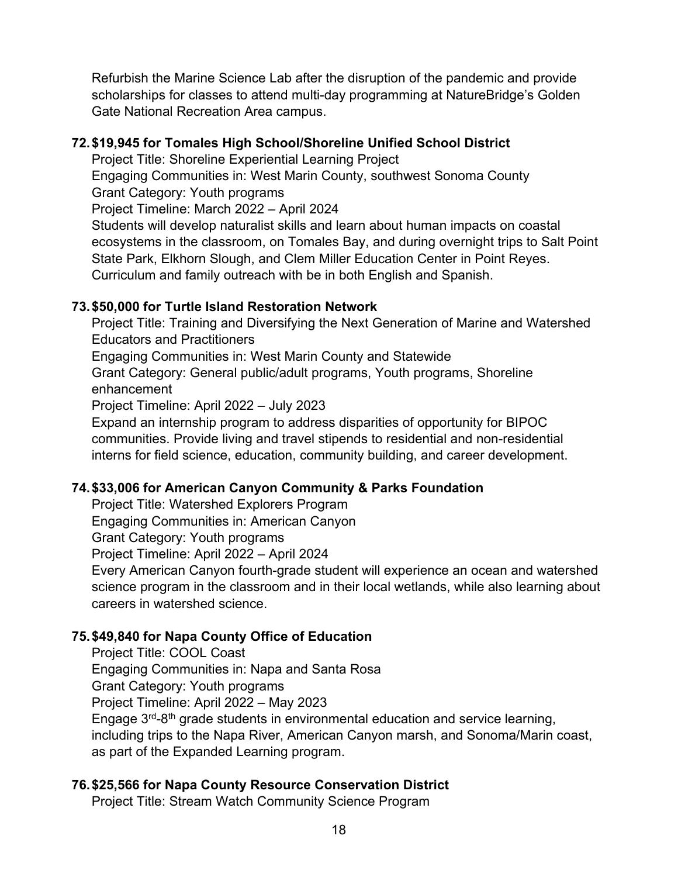Refurbish the Marine Science Lab after the disruption of the pandemic and provide scholarships for classes to attend multi-day programming at NatureBridge's Golden Gate National Recreation Area campus.

72. **$19,945 for Tomales High School/Shoreline Unified School District**
    Project Title: Shoreline Experiential Learning Project
    Engaging Communities in: West Marin County, southwest Sonoma County
    Grant Category: Youth programs
    Project Timeline: March 2022 – April 2024
    Students will develop naturalist skills and learn about human impacts on coastal ecosystems in the classroom, on Tomales Bay, and during overnight trips to Salt Point State Park, Elkhorn Slough, and Clem Miller Education Center in Point Reyes. Curriculum and family outreach with be in both English and Spanish.

73. **$50,000 for Turtle Island Restoration Network**
    Project Title: Training and Diversifying the Next Generation of Marine and Watershed Educators and Practitioners
    Engaging Communities in: West Marin County and Statewide
    Grant Category: General public/adult programs, Youth programs, Shoreline enhancement
    Project Timeline: April 2022 – July 2023
    Expand an internship program to address disparities of opportunity for BIPOC communities. Provide living and travel stipends to residential and non-residential interns for field science, education, community building, and career development.

74. **$33,006 for American Canyon Community & Parks Foundation**
    Project Title: Watershed Explorers Program
    Engaging Communities in: American Canyon
    Grant Category: Youth programs
    Project Timeline: April 2022 – April 2024
    Every American Canyon fourth-grade student will experience an ocean and watershed science program in the classroom and in their local wetlands, while also learning about careers in watershed science.

75. **$49,840 for Napa County Office of Education**
    Project Title: COOL Coast
    Engaging Communities in: Napa and Santa Rosa
    Grant Category: Youth programs
    Project Timeline: April 2022 – May 2023
    Engage 3rd-8th grade students in environmental education and service learning, including trips to the Napa River, American Canyon marsh, and Sonoma/Marin coast, as part of the Expanded Learning program.

76. **$25,566 for Napa County Resource Conservation District**
    Project Title: Stream Watch Community Science Program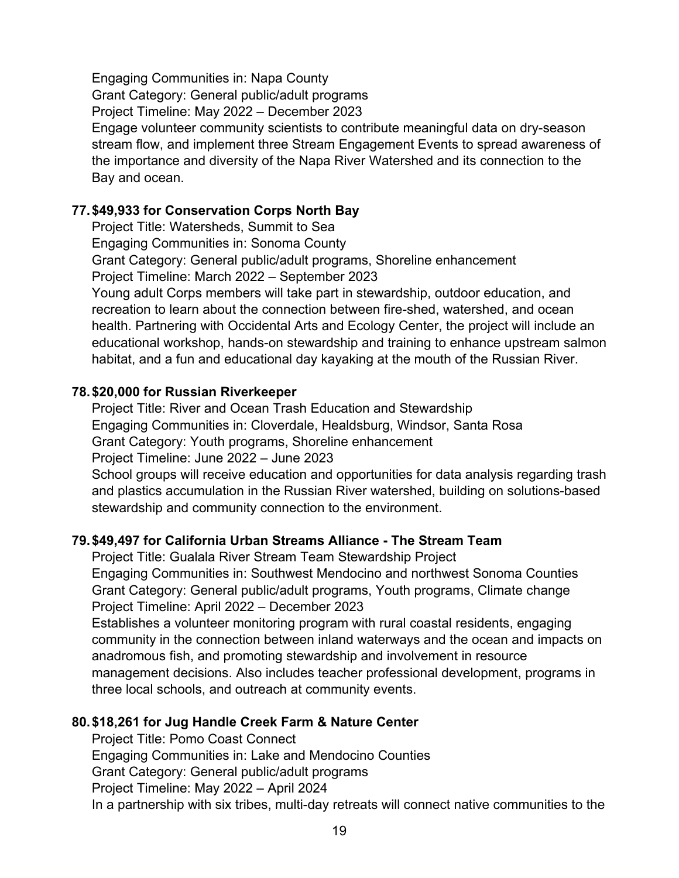Engaging Communities in: Napa County
Grant Category: General public/adult programs
Project Timeline: May 2022 – December 2023
Engage volunteer community scientists to contribute meaningful data on dry-season stream flow, and implement three Stream Engagement Events to spread awareness of the importance and diversity of the Napa River Watershed and its connection to the Bay and ocean.

77. **$49,933 for Conservation Corps North Bay**
Project Title: Watersheds, Summit to Sea
Engaging Communities in: Sonoma County
Grant Category: General public/adult programs, Shoreline enhancement
Project Timeline: March 2022 – September 2023
Young adult Corps members will take part in stewardship, outdoor education, and recreation to learn about the connection between fire-shed, watershed, and ocean health. Partnering with Occidental Arts and Ecology Center, the project will include an educational workshop, hands-on stewardship and training to enhance upstream salmon habitat, and a fun and educational day kayaking at the mouth of the Russian River.

78. **$20,000 for Russian Riverkeeper**
Project Title: River and Ocean Trash Education and Stewardship
Engaging Communities in: Cloverdale, Healdsburg, Windsor, Santa Rosa
Grant Category: Youth programs, Shoreline enhancement
Project Timeline: June 2022 – June 2023
School groups will receive education and opportunities for data analysis regarding trash and plastics accumulation in the Russian River watershed, building on solutions-based stewardship and community connection to the environment.

79. **$49,497 for California Urban Streams Alliance - The Stream Team**
Project Title: Gualala River Stream Team Stewardship Project
Engaging Communities in: Southwest Mendocino and northwest Sonoma Counties
Grant Category: General public/adult programs, Youth programs, Climate change
Project Timeline: April 2022 – December 2023
Establishes a volunteer monitoring program with rural coastal residents, engaging community in the connection between inland waterways and the ocean and impacts on anadromous fish, and promoting stewardship and involvement in resource management decisions. Also includes teacher professional development, programs in three local schools, and outreach at community events.

80. **$18,261 for Jug Handle Creek Farm & Nature Center**
Project Title: Pomo Coast Connect
Engaging Communities in: Lake and Mendocino Counties
Grant Category: General public/adult programs
Project Timeline: May 2022 – April 2024
In a partnership with six tribes, multi-day retreats will connect native communities to the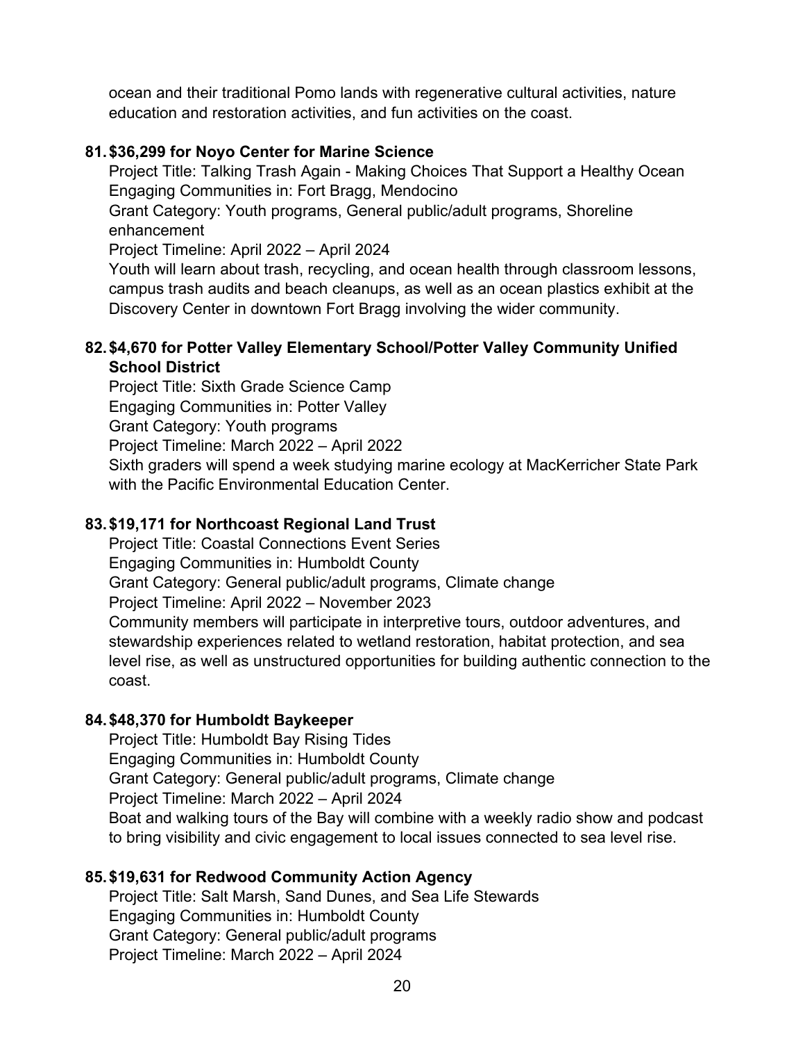ocean and their traditional Pomo lands with regenerative cultural activities, nature education and restoration activities, and fun activities on the coast.

81. **$36,299 for Noyo Center for Marine Science**
   Project Title: Talking Trash Again - Making Choices That Support a Healthy Ocean
   Engaging Communities in: Fort Bragg, Mendocino
   Grant Category: Youth programs, General public/adult programs, Shoreline enhancement
   Project Timeline: April 2022 – April 2024
   Youth will learn about trash, recycling, and ocean health through classroom lessons, campus trash audits and beach cleanups, as well as an ocean plastics exhibit at the Discovery Center in downtown Fort Bragg involving the wider community.

82. **$4,670 for Potter Valley Elementary School/Potter Valley Community Unified School District**
   Project Title: Sixth Grade Science Camp
   Engaging Communities in: Potter Valley
   Grant Category: Youth programs
   Project Timeline: March 2022 – April 2022
   Sixth graders will spend a week studying marine ecology at MacKerricher State Park with the Pacific Environmental Education Center.

83. **$19,171 for Northcoast Regional Land Trust**
   Project Title: Coastal Connections Event Series
   Engaging Communities in: Humboldt County
   Grant Category: General public/adult programs, Climate change
   Project Timeline: April 2022 – November 2023
   Community members will participate in interpretive tours, outdoor adventures, and stewardship experiences related to wetland restoration, habitat protection, and sea level rise, as well as unstructured opportunities for building authentic connection to the coast.

84. **$48,370 for Humboldt Baykeeper**
   Project Title: Humboldt Bay Rising Tides
   Engaging Communities in: Humboldt County
   Grant Category: General public/adult programs, Climate change
   Project Timeline: March 2022 – April 2024
   Boat and walking tours of the Bay will combine with a weekly radio show and podcast to bring visibility and civic engagement to local issues connected to sea level rise.

85. **$19,631 for Redwood Community Action Agency**
   Project Title: Salt Marsh, Sand Dunes, and Sea Life Stewards
   Engaging Communities in: Humboldt County
   Grant Category: General public/adult programs
   Project Timeline: March 2022 – April 2024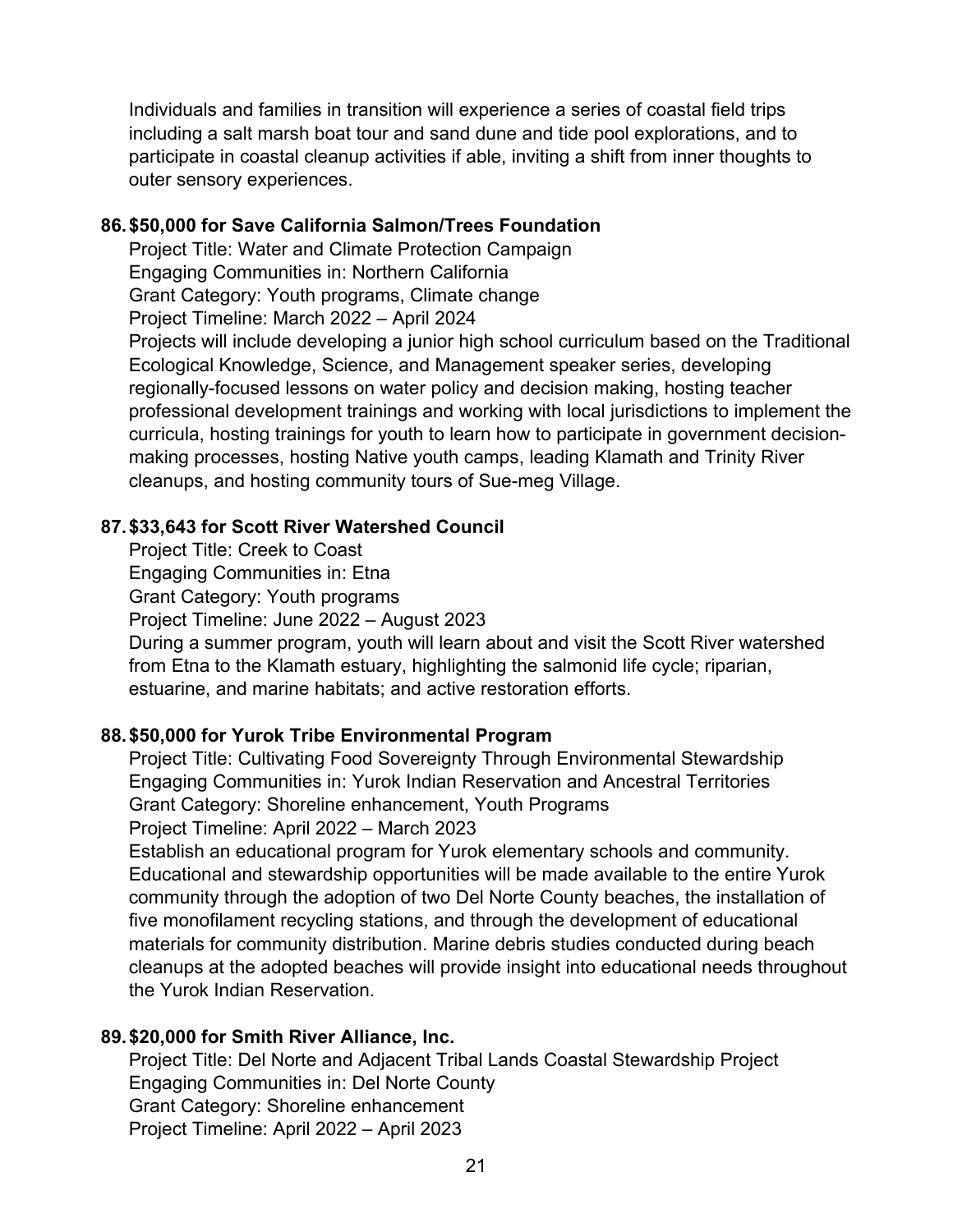Individuals and families in transition will experience a series of coastal field trips including a salt marsh boat tour and sand dune and tide pool explorations, and to participate in coastal cleanup activities if able, inviting a shift from inner thoughts to outer sensory experiences.

86. **$50,000 for Save California Salmon/Trees Foundation**
    Project Title: Water and Climate Protection Campaign
    Engaging Communities in: Northern California
    Grant Category: Youth programs, Climate change
    Project Timeline: March 2022 – April 2024
    Projects will include developing a junior high school curriculum based on the Traditional Ecological Knowledge, Science, and Management speaker series, developing regionally-focused lessons on water policy and decision making, hosting teacher professional development trainings and working with local jurisdictions to implement the curricula, hosting trainings for youth to learn how to participate in government decision-making processes, hosting Native youth camps, leading Klamath and Trinity River cleanups, and hosting community tours of Sue-meg Village.

87. **$33,643 for Scott River Watershed Council**
    Project Title: Creek to Coast
    Engaging Communities in: Etna
    Grant Category: Youth programs
    Project Timeline: June 2022 – August 2023
    During a summer program, youth will learn about and visit the Scott River watershed from Etna to the Klamath estuary, highlighting the salmonid life cycle; riparian, estuarine, and marine habitats; and active restoration efforts.

88. **$50,000 for Yurok Tribe Environmental Program**
    Project Title: Cultivating Food Sovereignty Through Environmental Stewardship
    Engaging Communities in: Yurok Indian Reservation and Ancestral Territories
    Grant Category: Shoreline enhancement, Youth Programs
    Project Timeline: April 2022 – March 2023
    Establish an educational program for Yurok elementary schools and community. Educational and stewardship opportunities will be made available to the entire Yurok community through the adoption of two Del Norte County beaches, the installation of five monofilament recycling stations, and through the development of educational materials for community distribution. Marine debris studies conducted during beach cleanups at the adopted beaches will provide insight into educational needs throughout the Yurok Indian Reservation.

89. **$20,000 for Smith River Alliance, Inc.**
    Project Title: Del Norte and Adjacent Tribal Lands Coastal Stewardship Project
    Engaging Communities in: Del Norte County
    Grant Category: Shoreline enhancement
    Project Timeline: April 2022 – April 2023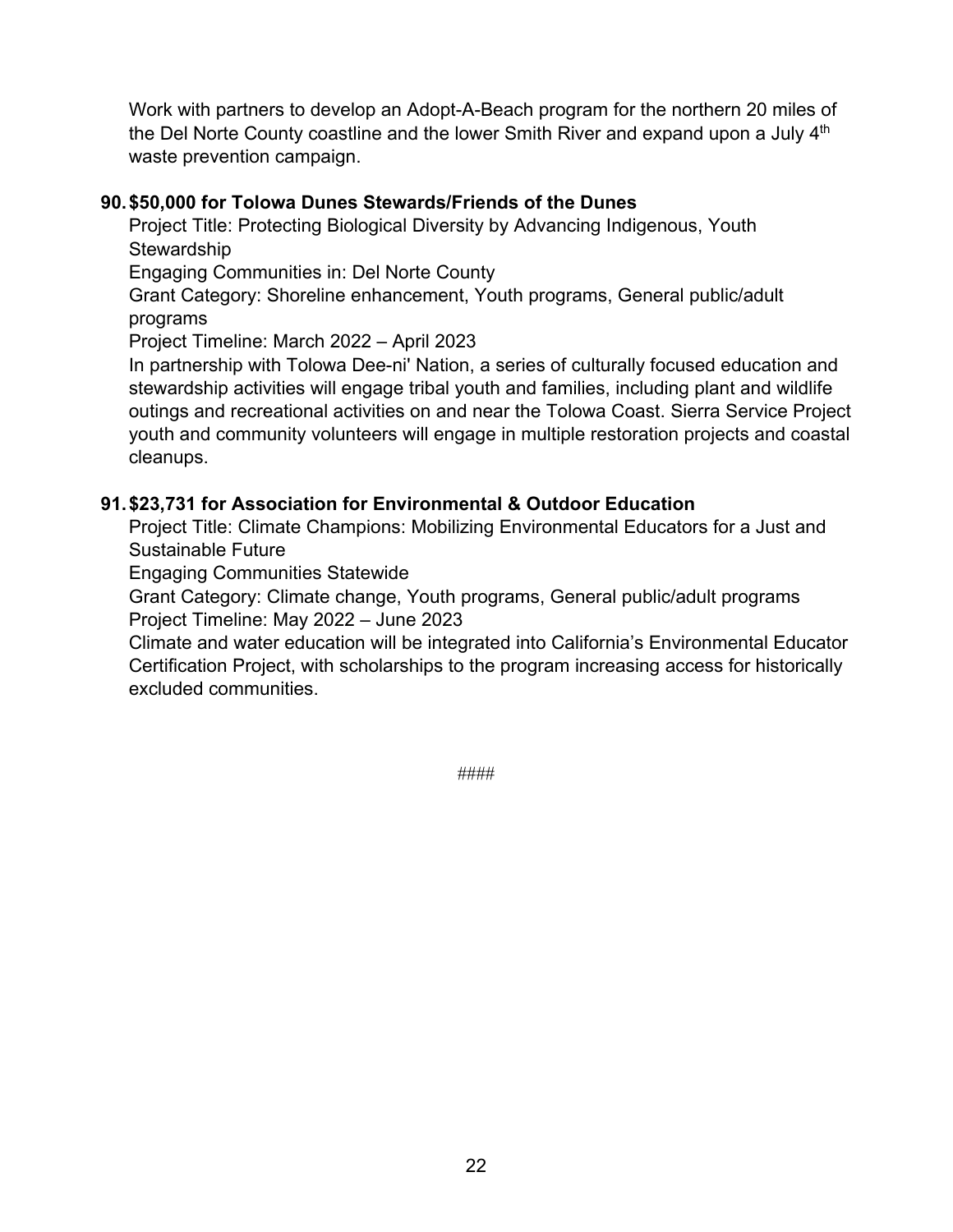Work with partners to develop an Adopt-A-Beach program for the northern 20 miles of the Del Norte County coastline and the lower Smith River and expand upon a July 4th waste prevention campaign.

**90. $50,000 for Tolowa Dunes Stewards/Friends of the Dunes**

Project Title: Protecting Biological Diversity by Advancing Indigenous, Youth Stewardship
Engaging Communities in: Del Norte County
Grant Category: Shoreline enhancement, Youth programs, General public/adult programs
Project Timeline: March 2022 – April 2023
In partnership with Tolowa Dee-ni' Nation, a series of culturally focused education and stewardship activities will engage tribal youth and families, including plant and wildlife outings and recreational activities on and near the Tolowa Coast. Sierra Service Project youth and community volunteers will engage in multiple restoration projects and coastal cleanups.

**91. $23,731 for Association for Environmental & Outdoor Education**

Project Title: Climate Champions: Mobilizing Environmental Educators for a Just and Sustainable Future
Engaging Communities Statewide
Grant Category: Climate change, Youth programs, General public/adult programs
Project Timeline: May 2022 – June 2023
Climate and water education will be integrated into California's Environmental Educator Certification Project, with scholarships to the program increasing access for historically excluded communities.

####